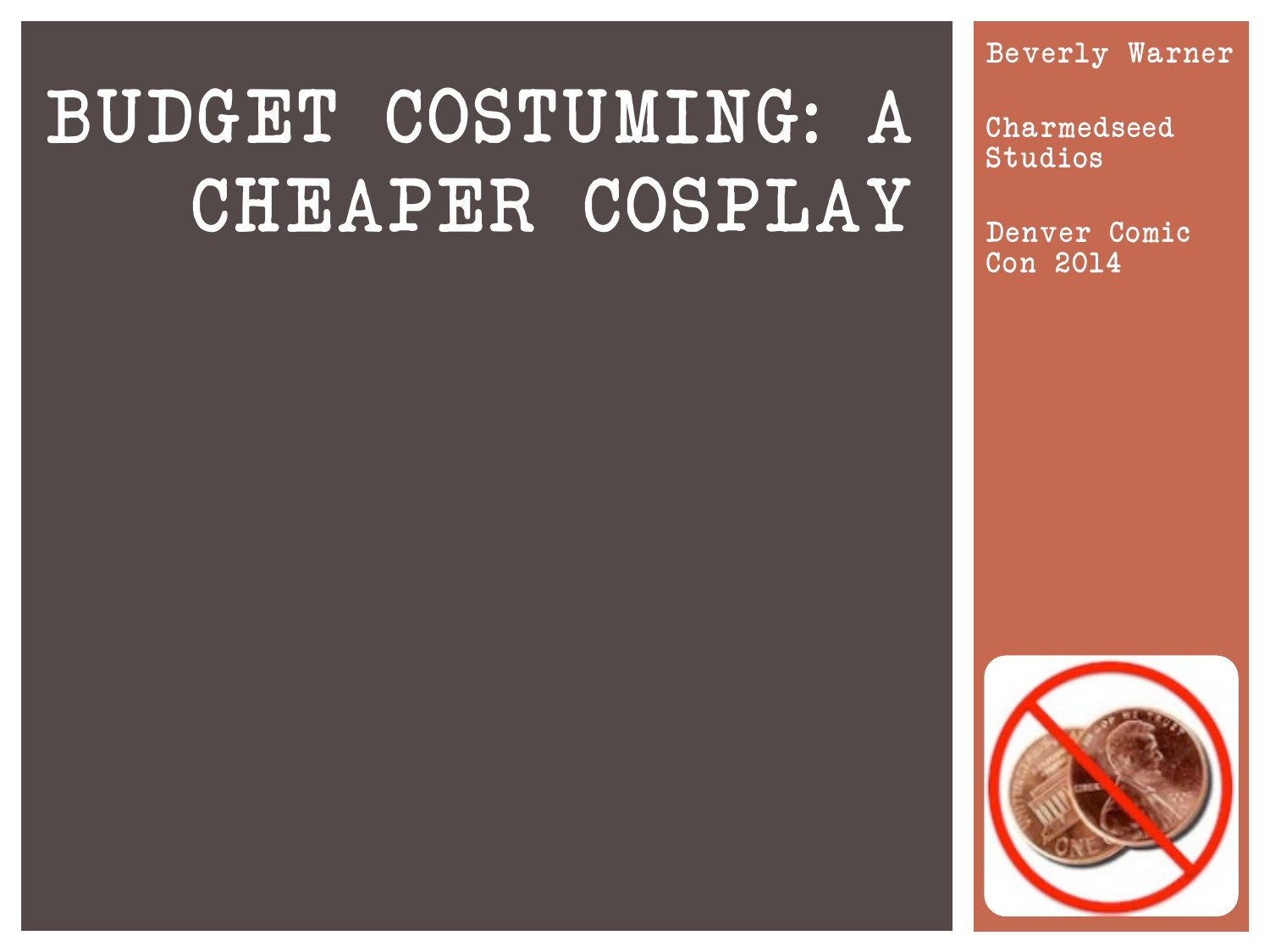# BUDGET COSTUMING: A CHEAPER COSPLAY

Beverly Warner

Charmedseed Studios

Denver Comic Con 2014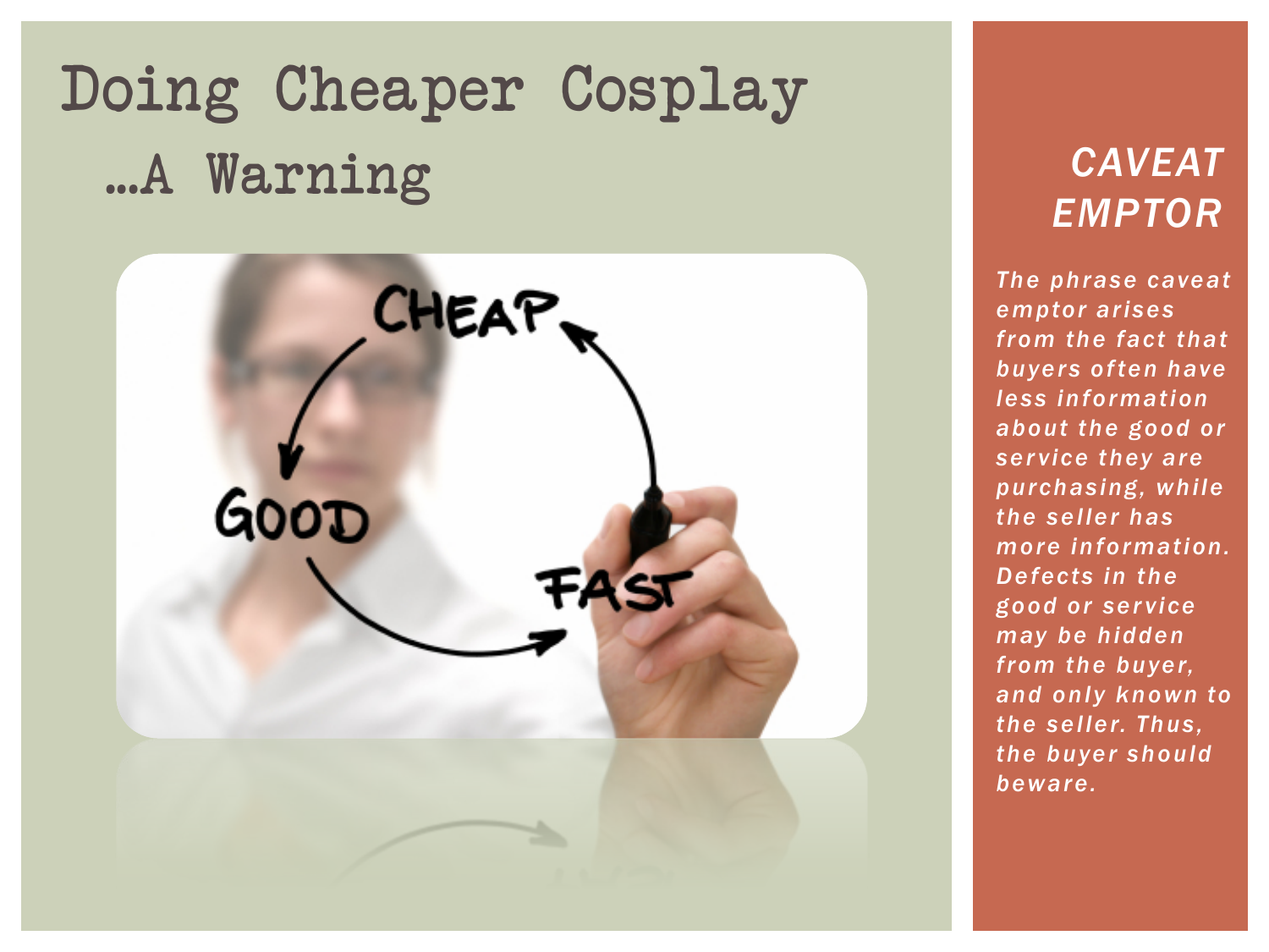# Doing Cheaper Cosplay

## …A Warning

## CAVEAT EMPTOR

*The phrase caveat emptor arises from the fact that buyers often have less information about the good or service they are purchasing, while the seller has more information. Defects in the good or service may be hidden from the buyer, and only known to the seller. Thus, the buyer should beware.*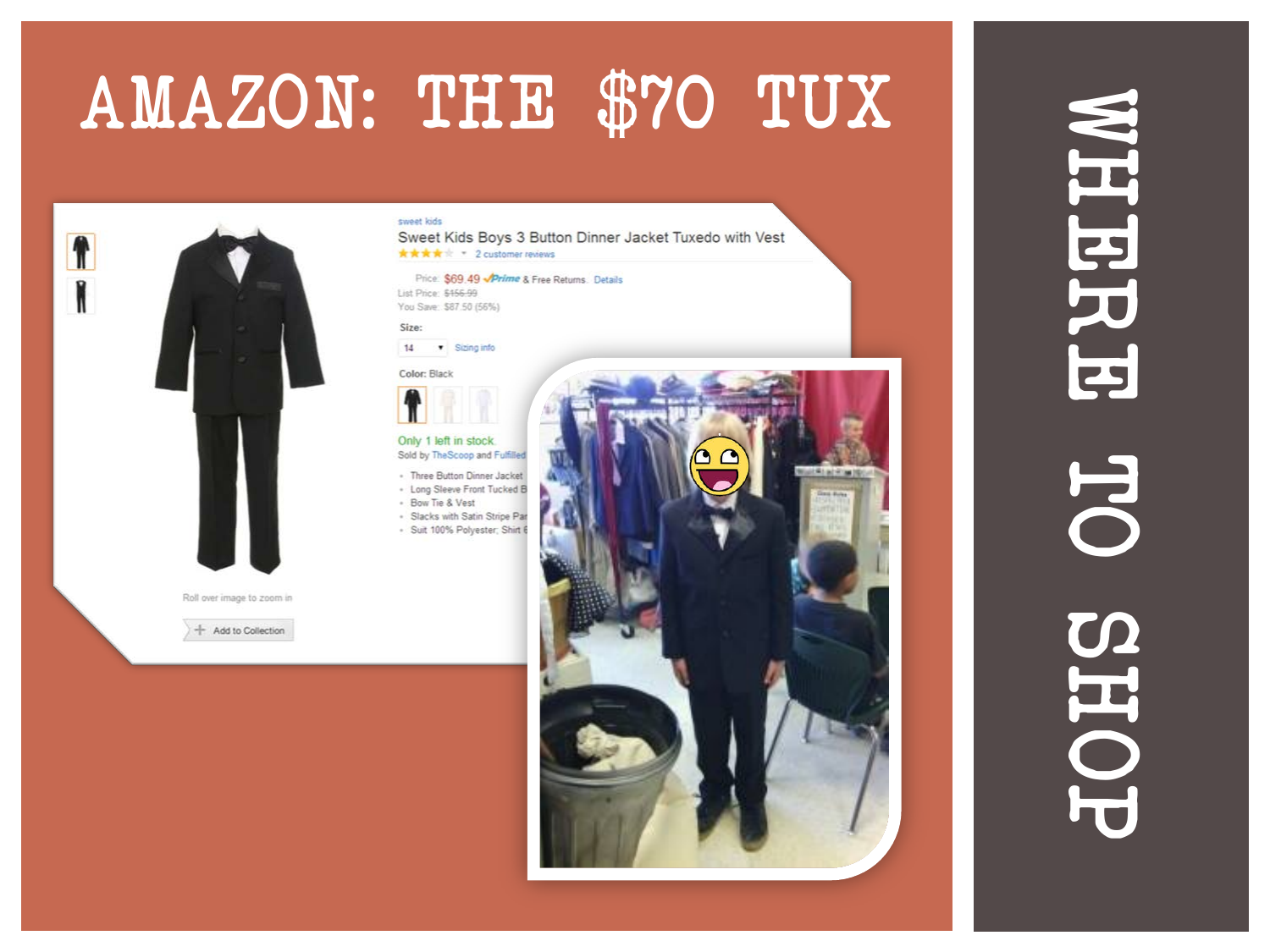# AMAZON: THE $70 TUX

sweet kids

Sweet Kids Boys 3 Button Dinner Jacket Tuxedo with Vest

2 customer reviews

Price: $69.49 Prime & Free Returns. Details

List Price: $156.99

You Save: $87.50 (56%)

Size:

14 Sizing info

Color: Black

Only 1 left in stock.

Sold by TheScoop and Fulfilled

- Three Button Dinner Jacket
- Long Sleeve Front Tucked B
- Bow Tie & Vest
- Slacks with Satin Stripe Par
- Suit 100% Polyester; Shirt 6

Roll over image to zoom in

Add to Collection

## WHERE TO SHOP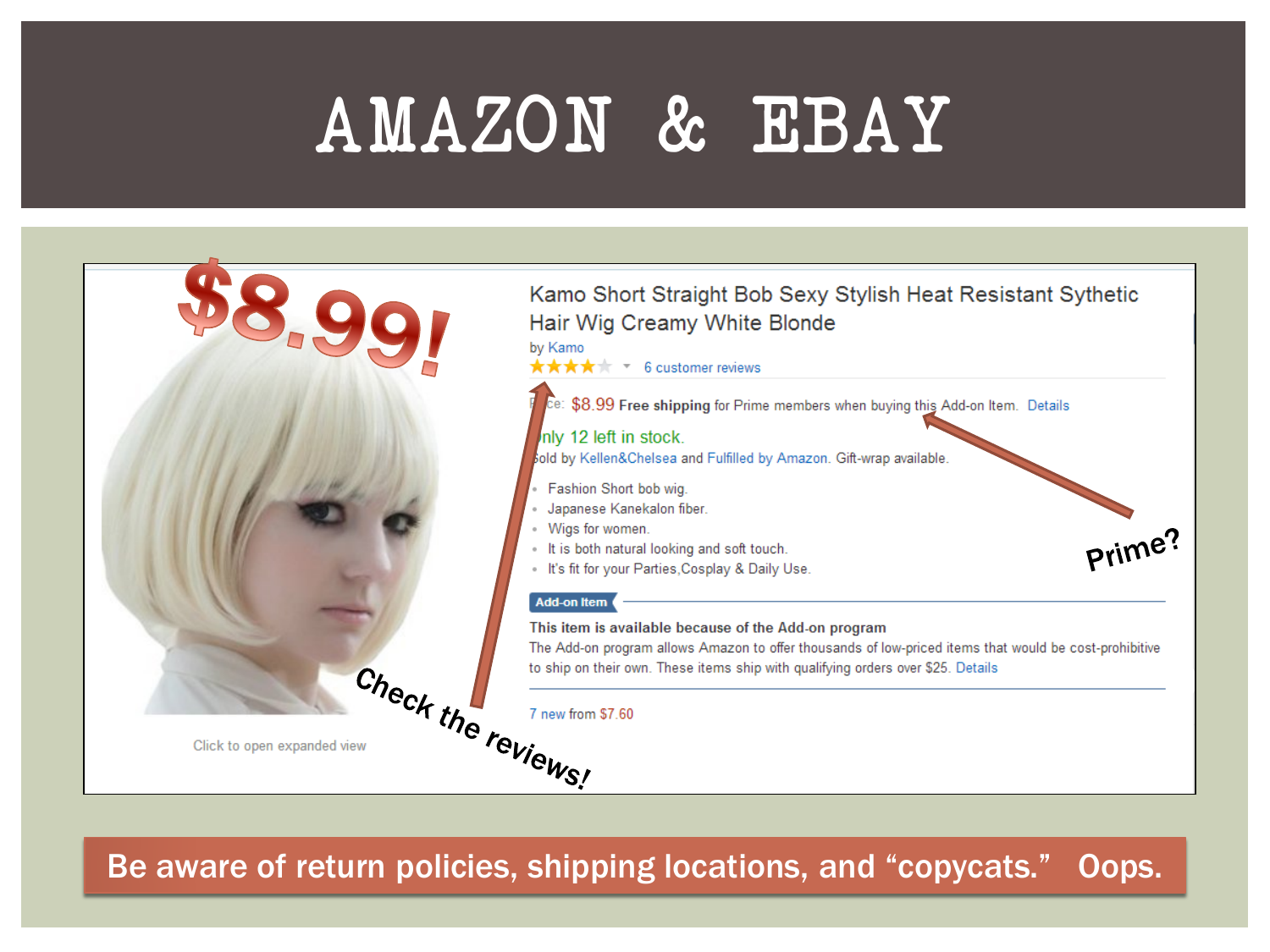# AMAZON & EBAY

$8.99!

Kamo Short Straight Bob Sexy Stylish Heat Resistant Sythetic Hair Wig Creamy White Blonde

by Kamo

★★★★☆ 6 customer reviews

Price: $8.99 **Free shipping** for Prime members when buying this Add-on Item. Details

Only 12 left in stock.

Sold by Kellen&Chelsea and Fulfilled by Amazon. Gift-wrap available.

- Fashion Short bob wig.
- Japanese Kanekalon fiber.
- Wigs for women.
- It is both natural looking and soft touch.
- It's fit for your Parties,Cosplay & Daily Use.

Add-on Item

**This item is available because of the Add-on program**

The Add-on program allows Amazon to offer thousands of low-priced items that would be cost-prohibitive to ship on their own. These items ship with qualifying orders over $25. Details

7 new from $7.60

Click to open expanded view

Check the reviews!

Prime?

Be aware of return policies, shipping locations, and "copycats." Oops.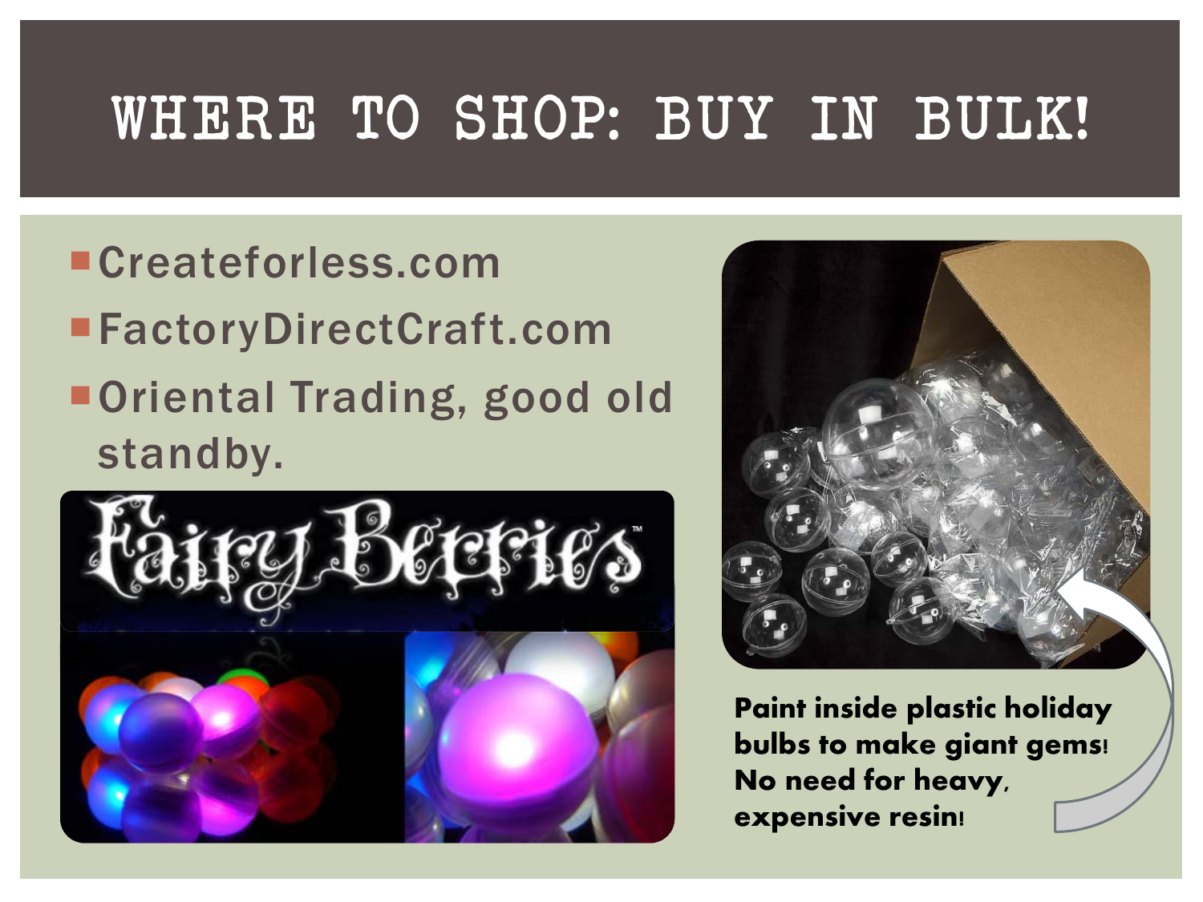# WHERE TO SHOP: BUY IN BULK!

- Createforless.com
- FactoryDirectCraft.com
- Oriental Trading, good old standby.

Fairy Berries™

**Paint inside plastic holiday bulbs to make giant gems! No need for heavy, expensive resin!**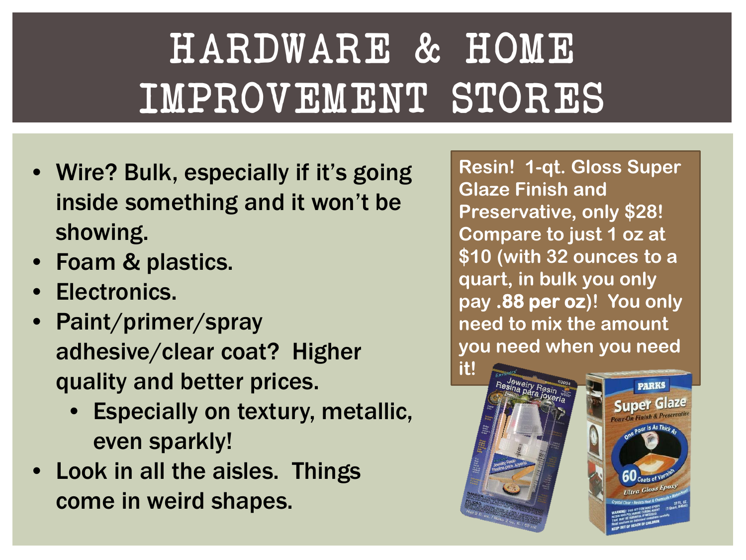# HARDWARE & HOME IMPROVEMENT STORES

- Wire? Bulk, especially if it's going inside something and it won't be showing.
- Foam & plastics.
- Electronics.
- Paint/primer/spray adhesive/clear coat? Higher quality and better prices.
  - Especially on textury, metallic, even sparkly!
- Look in all the aisles. Things come in weird shapes.

**Resin! 1-qt. Gloss Super Glaze Finish and Preservative, only $28! Compare to just 1 oz at $10 (with 32 ounces to a quart, in bulk you only pay .88 per oz)! You only need to mix the amount you need when you need it!**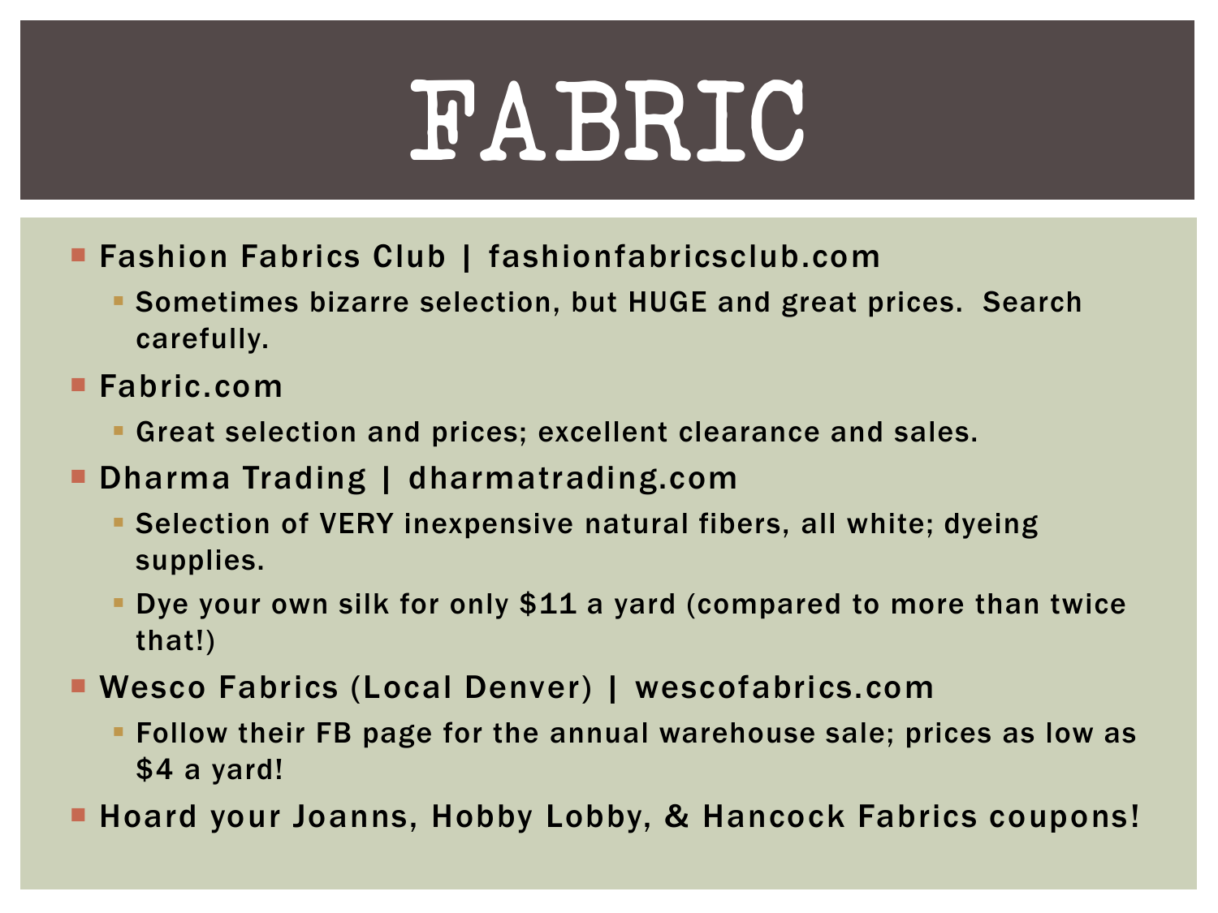# FABRIC

- Fashion Fabrics Club | fashionfabricsclub.com
  - Sometimes bizarre selection, but HUGE and great prices. Search carefully.
- Fabric.com
  - Great selection and prices; excellent clearance and sales.
- Dharma Trading | dharmatrading.com
  - Selection of VERY inexpensive natural fibers, all white; dyeing supplies.
  - Dye your own silk for only $11 a yard (compared to more than twice that!)
- Wesco Fabrics (Local Denver) | wescofabrics.com
  - Follow their FB page for the annual warehouse sale; prices as low as $4 a yard!
- Hoard your Joanns, Hobby Lobby, & Hancock Fabrics coupons!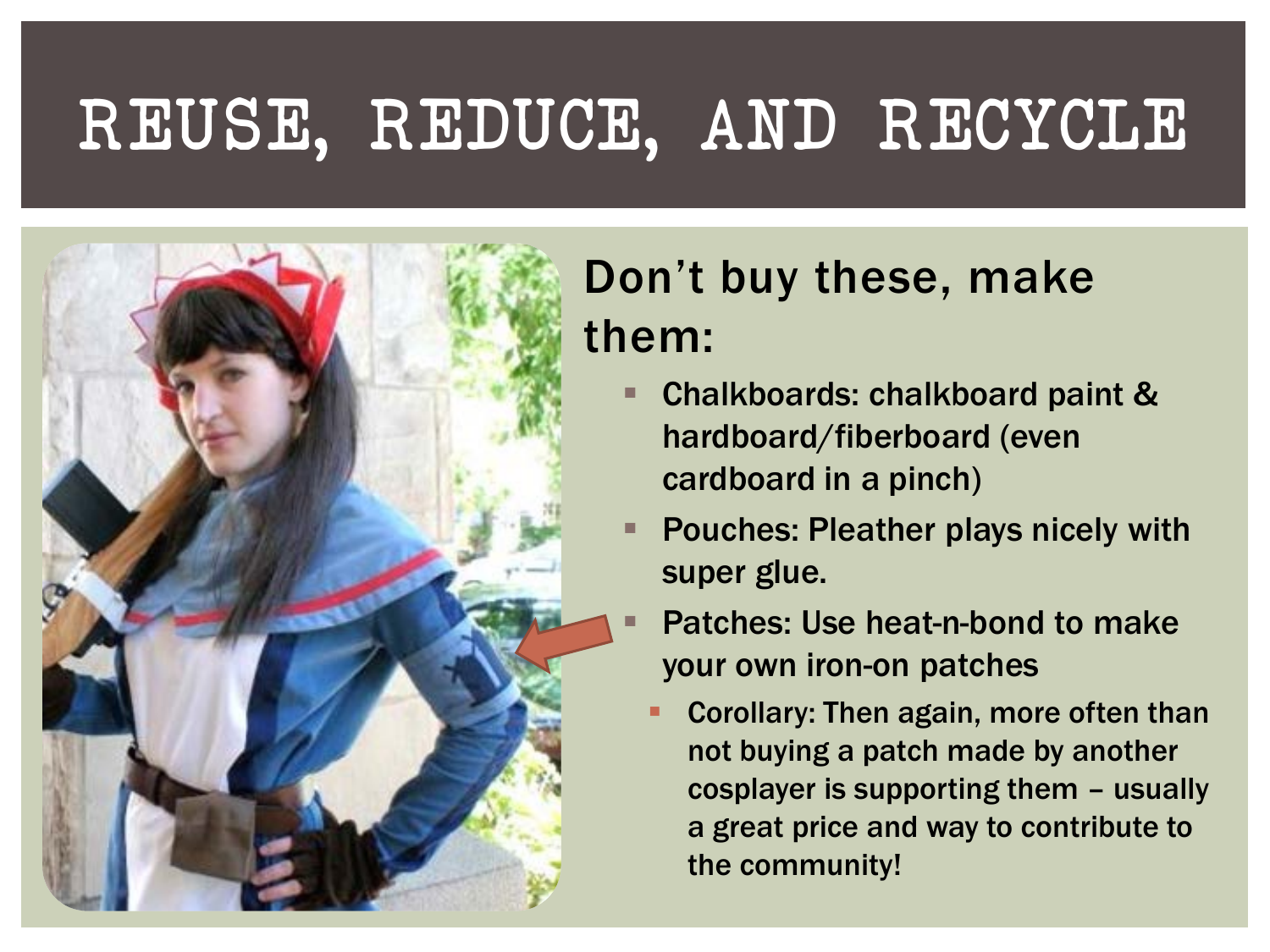# REUSE, REDUCE, AND RECYCLE

Don't buy these, make them:

- Chalkboards: chalkboard paint & hardboard/fiberboard (even cardboard in a pinch)
- Pouches: Pleather plays nicely with super glue.
- Patches: Use heat-n-bond to make your own iron-on patches
  - Corollary: Then again, more often than not buying a patch made by another cosplayer is supporting them – usually a great price and way to contribute to the community!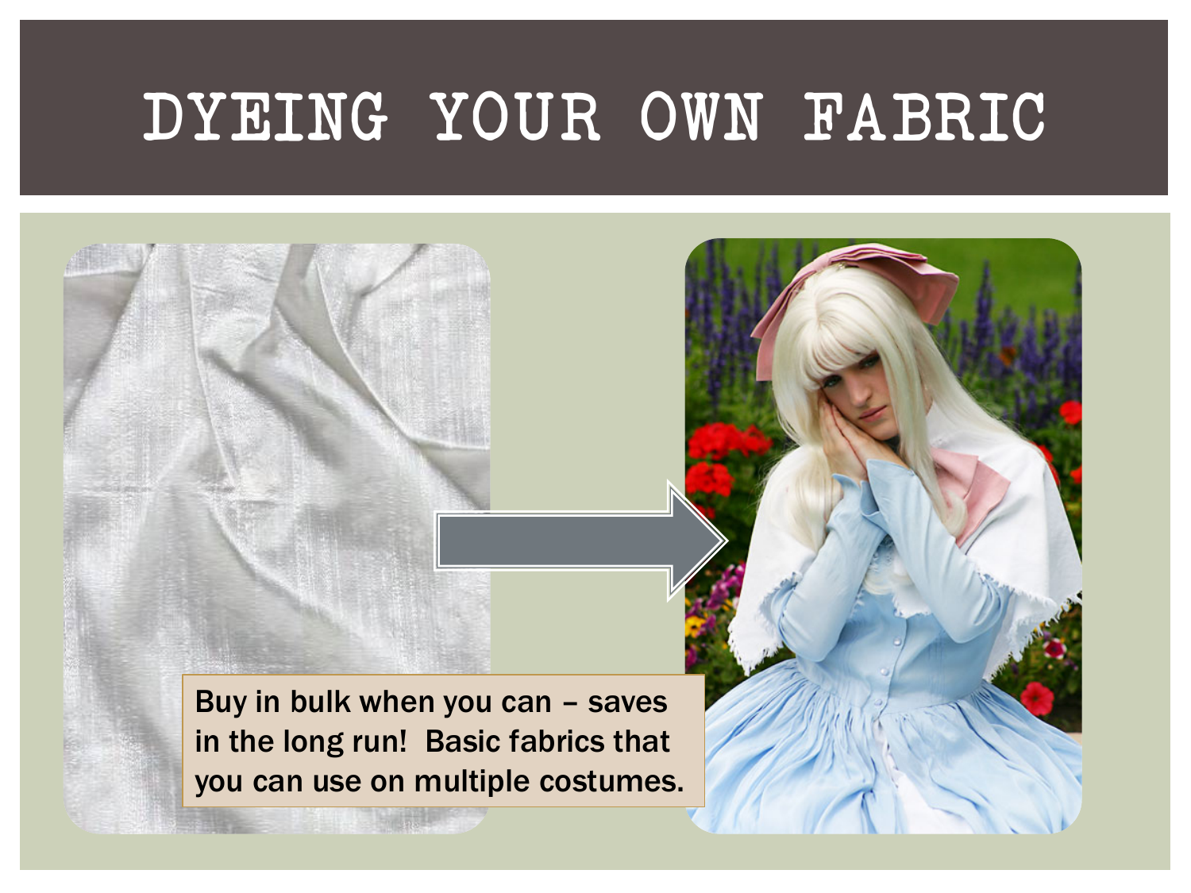# DYEING YOUR OWN FABRIC

Buy in bulk when you can – saves in the long run! Basic fabrics that you can use on multiple costumes.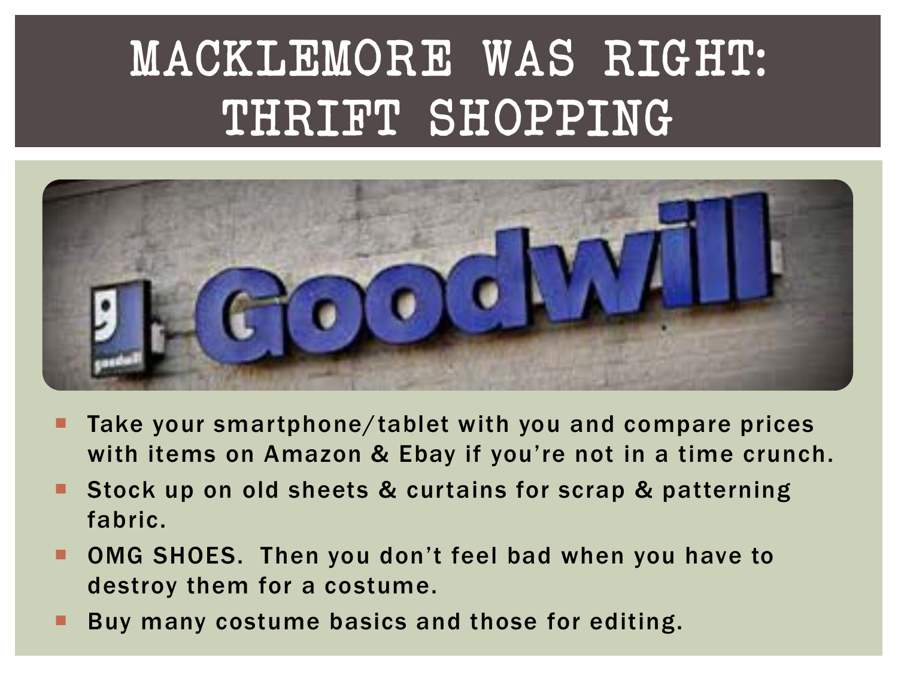# MACKLEMORE WAS RIGHT: THRIFT SHOPPING

- Take your smartphone/tablet with you and compare prices with items on Amazon & Ebay if you're not in a time crunch.
- Stock up on old sheets & curtains for scrap & patterning fabric.
- OMG SHOES. Then you don't feel bad when you have to destroy them for a costume.
- Buy many costume basics and those for editing.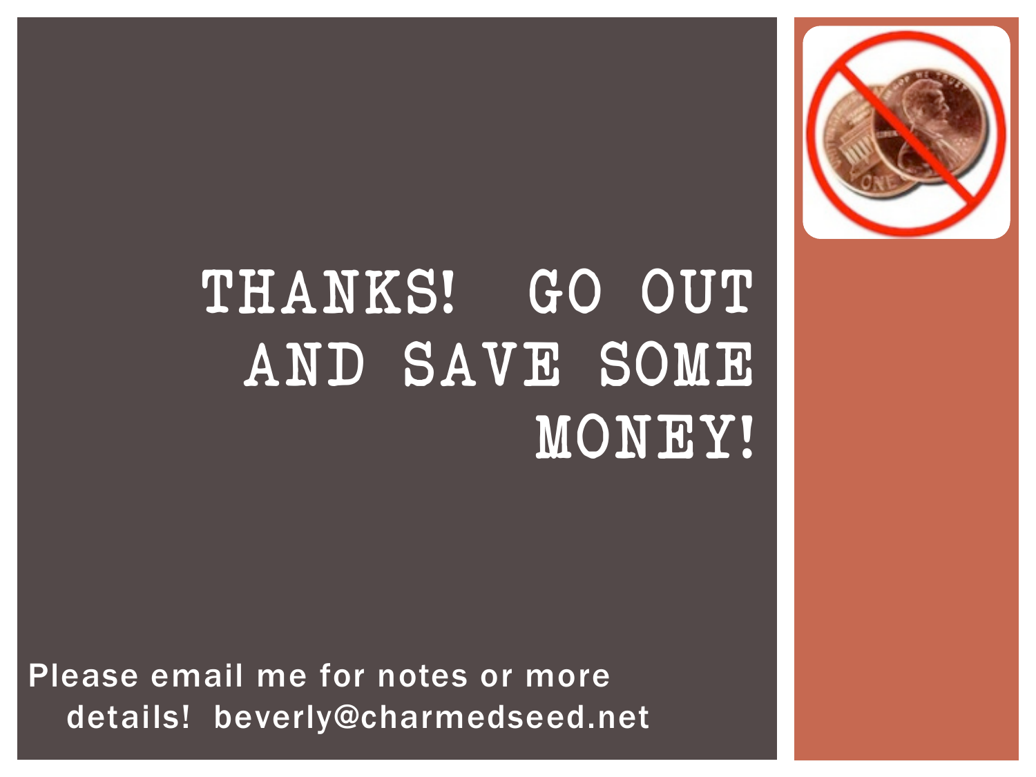# THANKS! GO OUT AND SAVE SOME MONEY!

Please email me for notes or more details! beverly@charmedseed.net